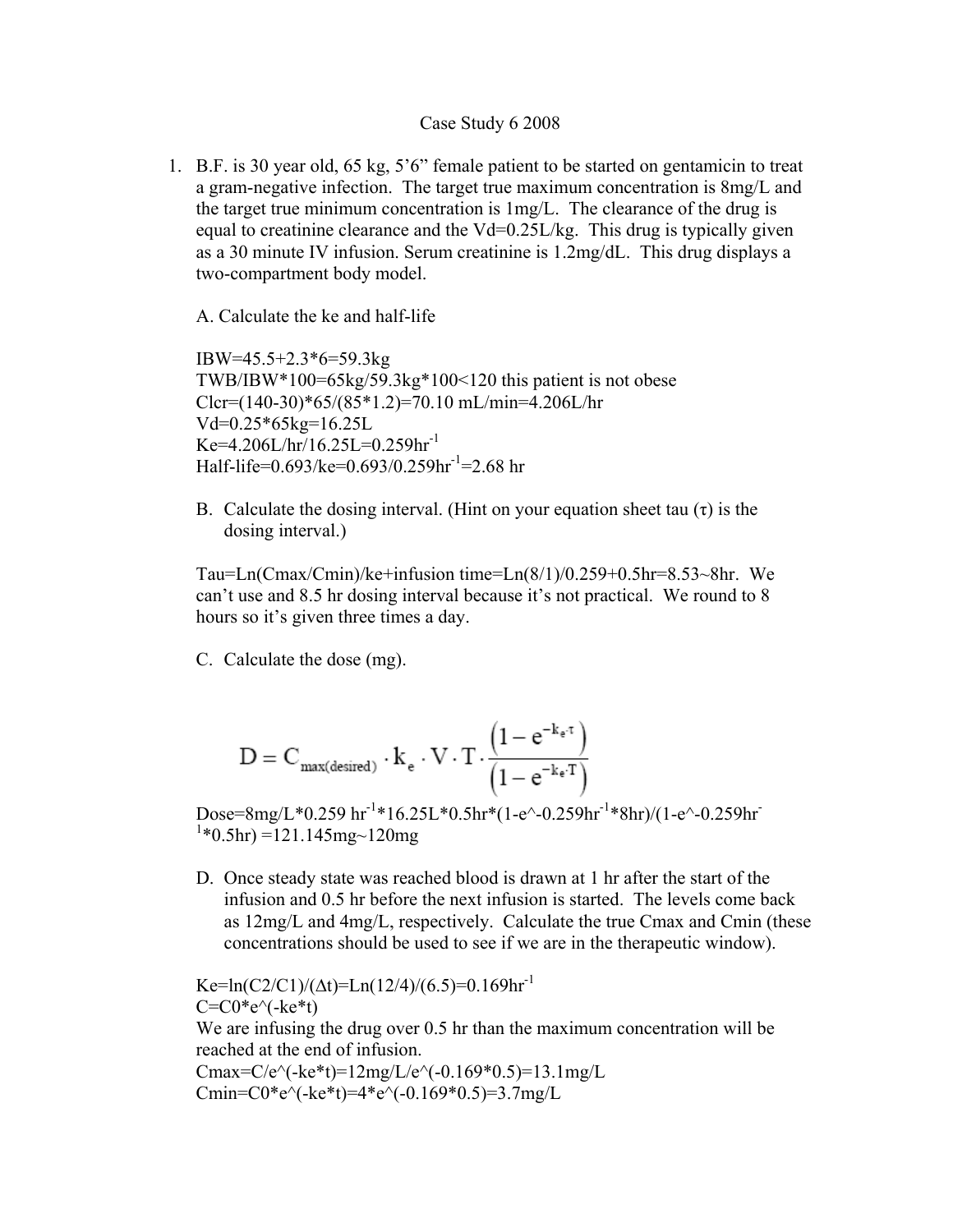# Case Study 6 2008

1. B.F. is 30 year old, 65 kg, 5'6" female patient to be started on gentamicin to treat a gram-negative infection. The target true maximum concentration is 8mg/L and the target true minimum concentration is 1mg/L. The clearance of the drug is equal to creatinine clearance and the Vd=0.25L/kg. This drug is typically given as a 30 minute IV infusion. Serum creatinine is 1.2mg/dL. This drug displays a two-compartment body model.

   A. Calculate the ke and half-life

   IBW=45.5+2.3*6=59.3kg
   TWB/IBW*100=65kg/59.3kg*100<120 this patient is not obese
   Clcr=(140-30)*65/(85*1.2)=70.10 mL/min=4.206L/hr
   Vd=0.25*65kg=16.25L
   Ke=4.206L/hr/16.25L=0.259hr$^{-1}$
   Half-life=0.693/ke=0.693/0.259hr$^{-1}$=2.68 hr

   B. Calculate the dosing interval. (Hint on your equation sheet tau ($\tau$) is the dosing interval.)

   Tau=Ln(Cmax/Cmin)/ke+infusion time=Ln(8/1)/0.259+0.5hr=8.53~8hr. We can't use and 8.5 hr dosing interval because it's not practical. We round to 8 hours so it's given three times a day.

   C. Calculate the dose (mg).

   $$D = C_{max(desired)} \cdot k_e \cdot V \cdot T \cdot \frac{\left(1 - e^{-k_e \cdot \tau}\right)}{\left(1 - e^{-k_e \cdot T}\right)}$$

   Dose=8mg/L*0.259 hr$^{-1}$*16.25L*0.5hr*(1-e^-0.259hr$^{-1}$*8hr)/(1-e^-0.259hr$^{-1}$*0.5hr) =121.145mg~120mg

   D. Once steady state was reached blood is drawn at 1 hr after the start of the infusion and 0.5 hr before the next infusion is started. The levels come back as 12mg/L and 4mg/L, respectively. Calculate the true Cmax and Cmin (these concentrations should be used to see if we are in the therapeutic window).

   Ke=ln(C2/C1)/($\Delta$t)=Ln(12/4)/(6.5)=0.169hr$^{-1}$
   C=C0*e^(-ke*t)
   We are infusing the drug over 0.5 hr than the maximum concentration will be reached at the end of infusion.
   Cmax=C/e^(-ke*t)=12mg/L/e^(-0.169*0.5)=13.1mg/L
   Cmin=C0*e^(-ke*t)=4*e^(-0.169*0.5)=3.7mg/L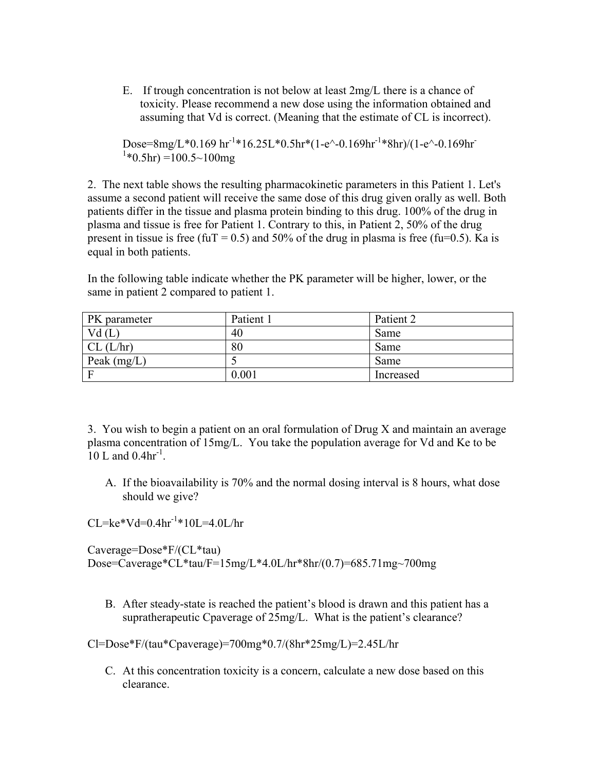E. If trough concentration is not below at least 2mg/L there is a chance of toxicity. Please recommend a new dose using the information obtained and assuming that Vd is correct. (Meaning that the estimate of CL is incorrect).

Dose=8mg/L*0.169 $hr^{-1}$*16.25L*0.5hr*(1-e^-0.169$hr^{-1}$*8hr)/(1-e^-0.169$hr^{-1}$*0.5hr) =100.5~100mg

2. The next table shows the resulting pharmacokinetic parameters in this Patient 1. Let's assume a second patient will receive the same dose of this drug given orally as well. Both patients differ in the tissue and plasma protein binding to this drug. 100% of the drug in plasma and tissue is free for Patient 1. Contrary to this, in Patient 2, 50% of the drug present in tissue is free (fuT = 0.5) and 50% of the drug in plasma is free (fu=0.5). Ka is equal in both patients.

In the following table indicate whether the PK parameter will be higher, lower, or the same in patient 2 compared to patient 1.

| PK parameter | Patient 1 | Patient 2 |
|---|---|---|
| Vd (L) | 40 | Same |
| CL (L/hr) | 80 | Same |
| Peak (mg/L) | 5 | Same |
| F | 0.001 | Increased |

3. You wish to begin a patient on an oral formulation of Drug X and maintain an average plasma concentration of 15mg/L. You take the population average for Vd and Ke to be 10 L and 0.4$hr^{-1}$.

A. If the bioavailability is 70% and the normal dosing interval is 8 hours, what dose should we give?

CL=ke*Vd=0.4$hr^{-1}$*10L=4.0L/hr

Caverage=Dose*F/(CL*tau)
Dose=Caverage*CL*tau/F=15mg/L*4.0L/hr*8hr/(0.7)=685.71mg~700mg

B. After steady-state is reached the patient's blood is drawn and this patient has a supratherapeutic Cpaverage of 25mg/L. What is the patient's clearance?

Cl=Dose*F/(tau*Cpaverage)=700mg*0.7/(8hr*25mg/L)=2.45L/hr

C. At this concentration toxicity is a concern, calculate a new dose based on this clearance.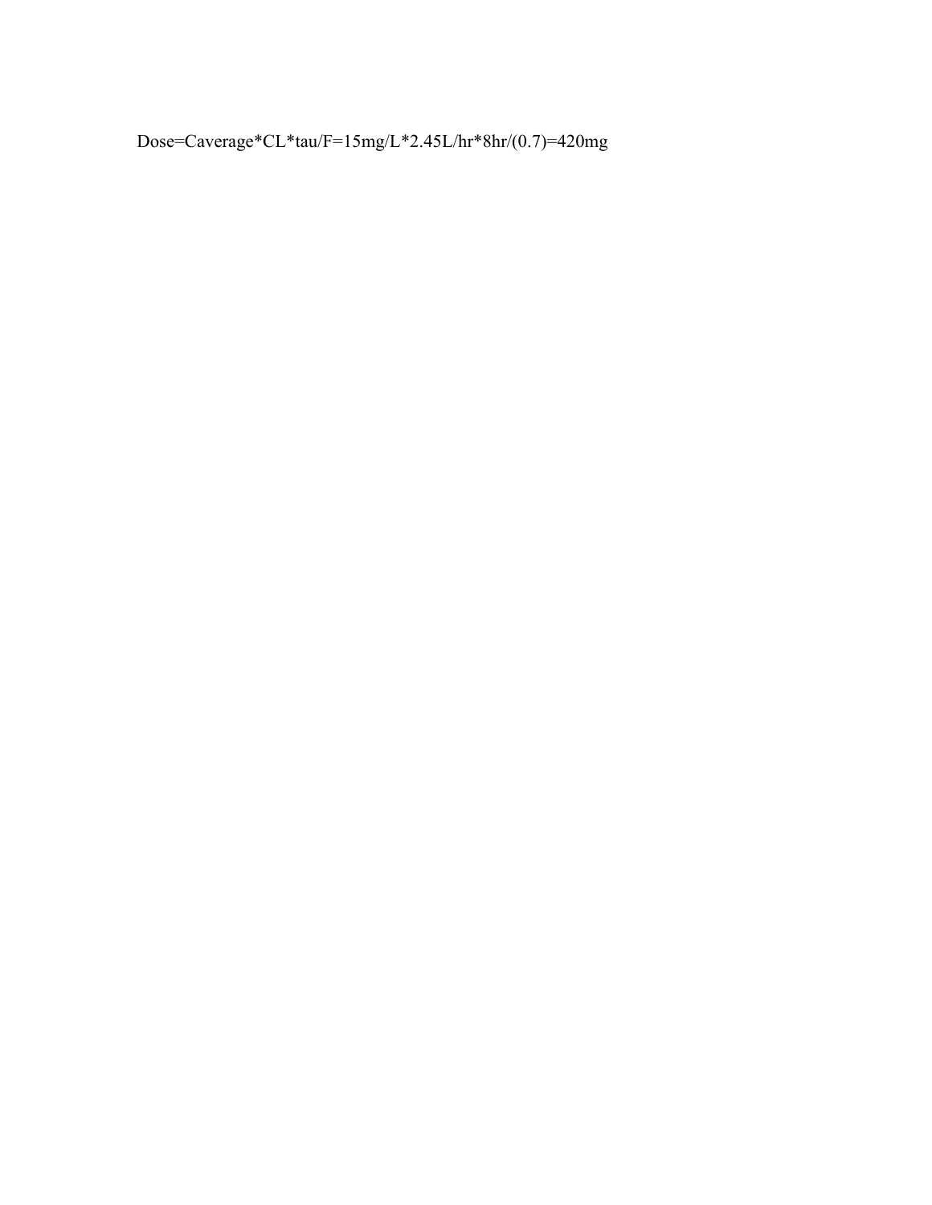$Dose = C_{average} * CL * tau / F = 15mg/L * 2.45L/hr * 8hr / (0.7) = 420mg$